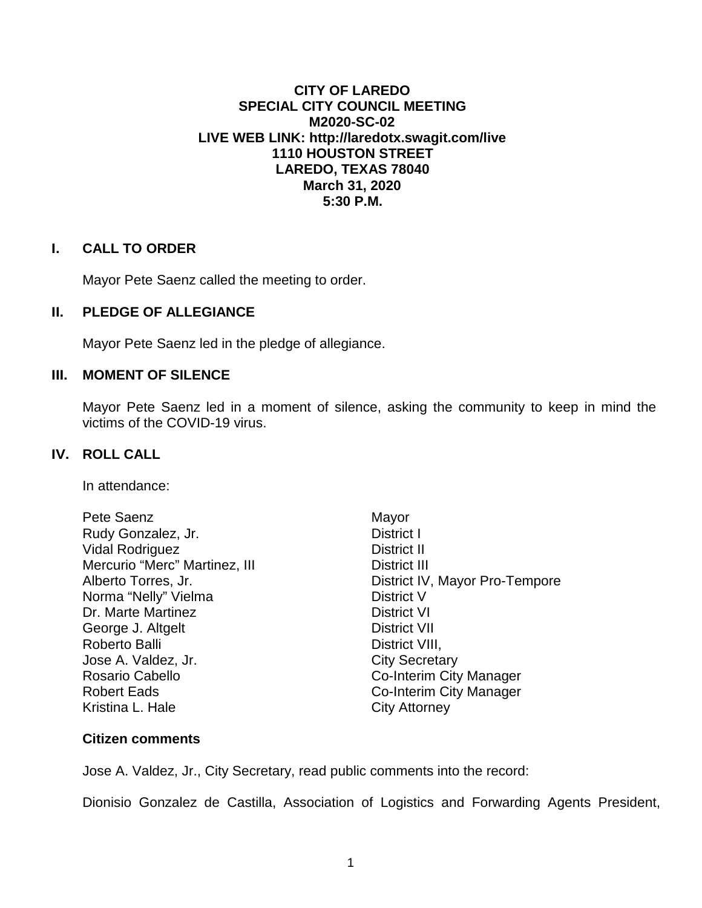**CITY OF LAREDO**
**SPECIAL CITY COUNCIL MEETING**
**M2020-SC-02**
**LIVE WEB LINK: http://laredotx.swagit.com/live**
**1110 HOUSTON STREET**
**LAREDO, TEXAS 78040**
**March 31, 2020**
**5:30 P.M.**

## I. CALL TO ORDER

Mayor Pete Saenz called the meeting to order.

## II. PLEDGE OF ALLEGIANCE

Mayor Pete Saenz led in the pledge of allegiance.

## III. MOMENT OF SILENCE

Mayor Pete Saenz led in a moment of silence, asking the community to keep in mind the victims of the COVID-19 virus.

## IV. ROLL CALL

In attendance:

| | |
|---|---|
| Pete Saenz | Mayor |
| Rudy Gonzalez, Jr. | District I |
| Vidal Rodriguez | District II |
| Mercurio “Merc” Martinez, III | District III |
| Alberto Torres, Jr. | District IV, Mayor Pro-Tempore |
| Norma “Nelly” Vielma | District V |
| Dr. Marte Martinez | District VI |
| George J. Altgelt | District VII |
| Roberto Balli | District VIII, |
| Jose A. Valdez, Jr. | City Secretary |
| Rosario Cabello | Co-Interim City Manager |
| Robert Eads | Co-Interim City Manager |
| Kristina L. Hale | City Attorney |

**Citizen comments**

Jose A. Valdez, Jr., City Secretary, read public comments into the record:

Dionisio Gonzalez de Castilla, Association of Logistics and Forwarding Agents President,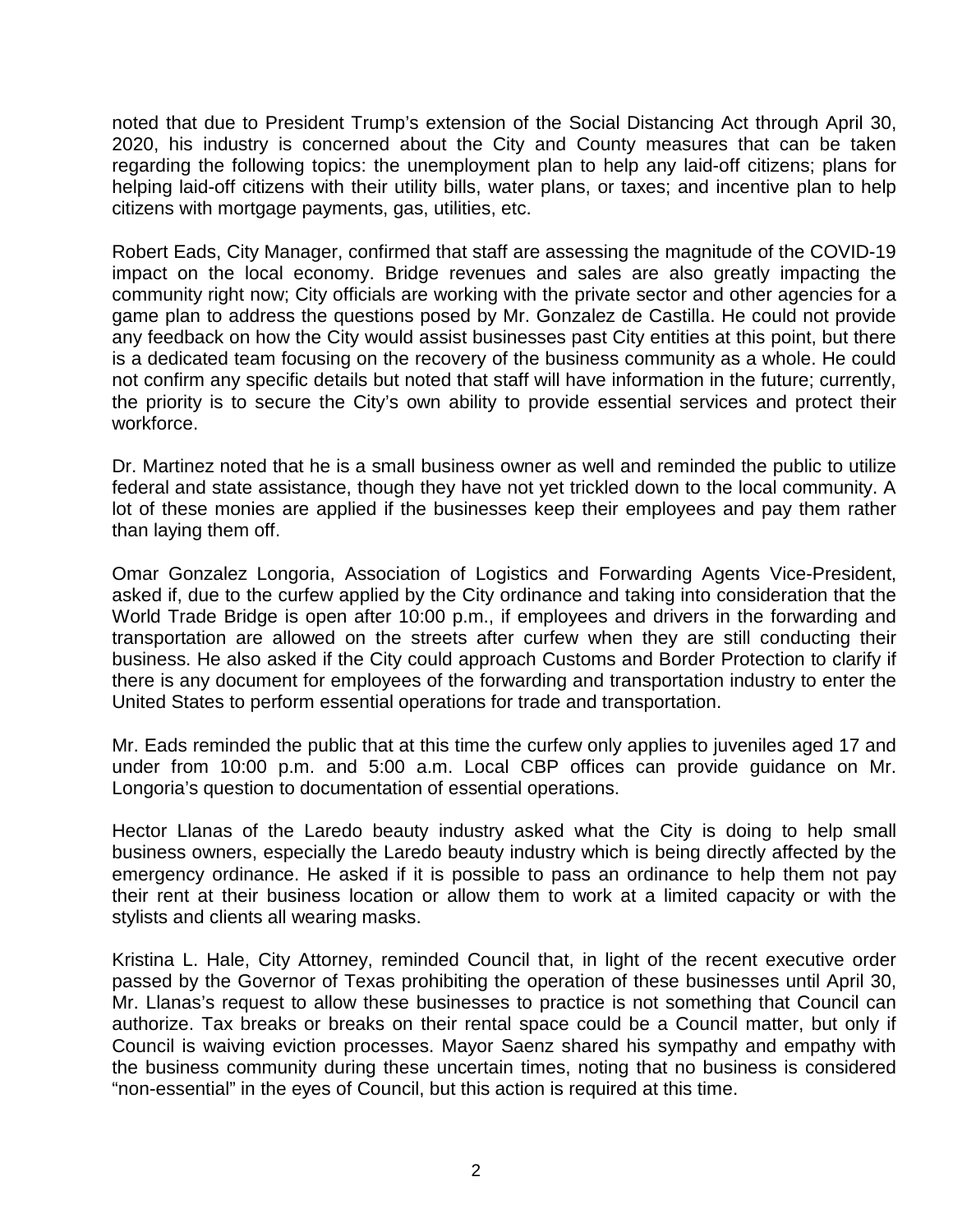noted that due to President Trump's extension of the Social Distancing Act through April 30, 2020, his industry is concerned about the City and County measures that can be taken regarding the following topics: the unemployment plan to help any laid-off citizens; plans for helping laid-off citizens with their utility bills, water plans, or taxes; and incentive plan to help citizens with mortgage payments, gas, utilities, etc.

Robert Eads, City Manager, confirmed that staff are assessing the magnitude of the COVID-19 impact on the local economy. Bridge revenues and sales are also greatly impacting the community right now; City officials are working with the private sector and other agencies for a game plan to address the questions posed by Mr. Gonzalez de Castilla. He could not provide any feedback on how the City would assist businesses past City entities at this point, but there is a dedicated team focusing on the recovery of the business community as a whole. He could not confirm any specific details but noted that staff will have information in the future; currently, the priority is to secure the City's own ability to provide essential services and protect their workforce.

Dr. Martinez noted that he is a small business owner as well and reminded the public to utilize federal and state assistance, though they have not yet trickled down to the local community. A lot of these monies are applied if the businesses keep their employees and pay them rather than laying them off.

Omar Gonzalez Longoria, Association of Logistics and Forwarding Agents Vice-President, asked if, due to the curfew applied by the City ordinance and taking into consideration that the World Trade Bridge is open after 10:00 p.m., if employees and drivers in the forwarding and transportation are allowed on the streets after curfew when they are still conducting their business. He also asked if the City could approach Customs and Border Protection to clarify if there is any document for employees of the forwarding and transportation industry to enter the United States to perform essential operations for trade and transportation.

Mr. Eads reminded the public that at this time the curfew only applies to juveniles aged 17 and under from 10:00 p.m. and 5:00 a.m. Local CBP offices can provide guidance on Mr. Longoria's question to documentation of essential operations.

Hector Llanas of the Laredo beauty industry asked what the City is doing to help small business owners, especially the Laredo beauty industry which is being directly affected by the emergency ordinance. He asked if it is possible to pass an ordinance to help them not pay their rent at their business location or allow them to work at a limited capacity or with the stylists and clients all wearing masks.

Kristina L. Hale, City Attorney, reminded Council that, in light of the recent executive order passed by the Governor of Texas prohibiting the operation of these businesses until April 30, Mr. Llanas's request to allow these businesses to practice is not something that Council can authorize. Tax breaks or breaks on their rental space could be a Council matter, but only if Council is waiving eviction processes. Mayor Saenz shared his sympathy and empathy with the business community during these uncertain times, noting that no business is considered "non-essential" in the eyes of Council, but this action is required at this time.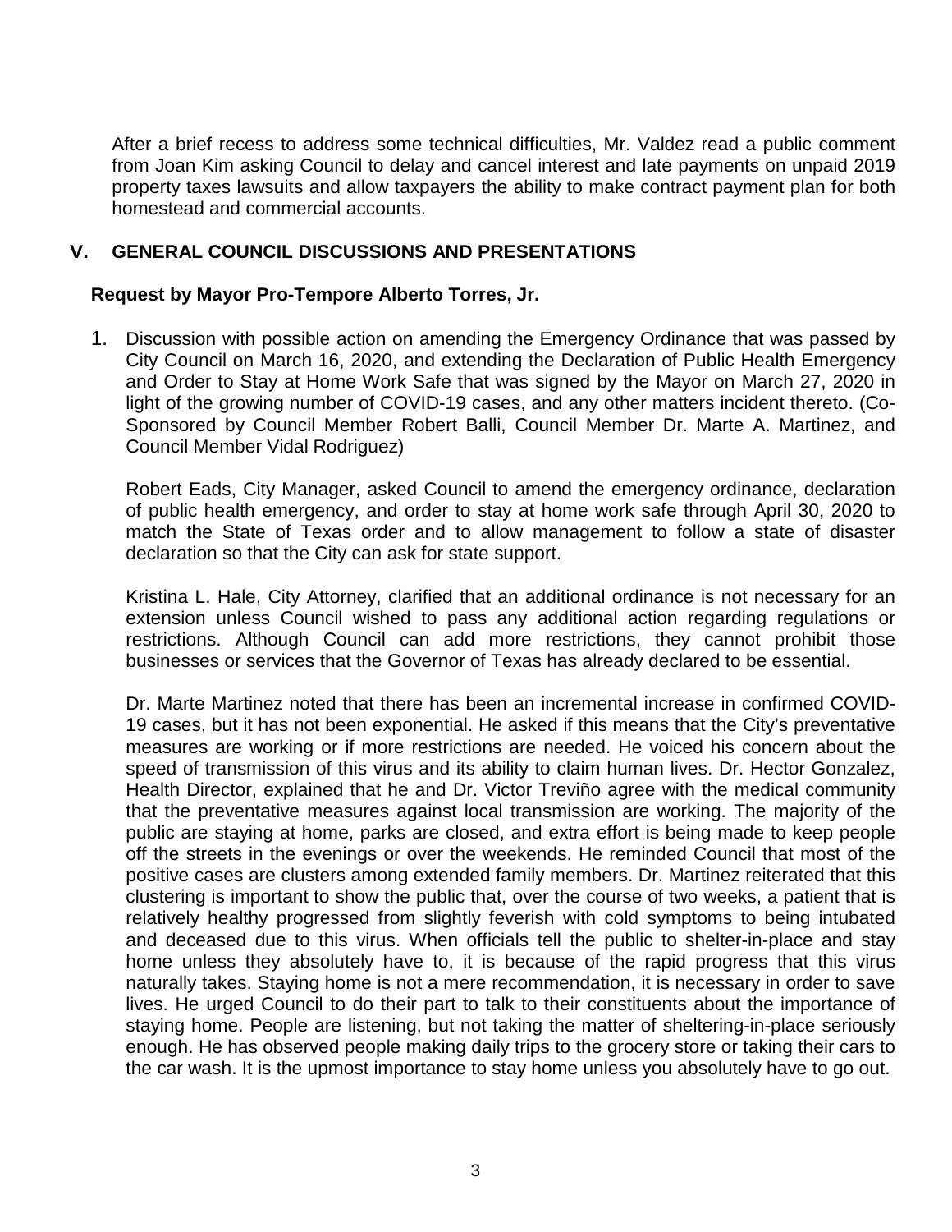After a brief recess to address some technical difficulties, Mr. Valdez read a public comment from Joan Kim asking Council to delay and cancel interest and late payments on unpaid 2019 property taxes lawsuits and allow taxpayers the ability to make contract payment plan for both homestead and commercial accounts.

## V. GENERAL COUNCIL DISCUSSIONS AND PRESENTATIONS

**Request by Mayor Pro-Tempore Alberto Torres, Jr.**

1. Discussion with possible action on amending the Emergency Ordinance that was passed by City Council on March 16, 2020, and extending the Declaration of Public Health Emergency and Order to Stay at Home Work Safe that was signed by the Mayor on March 27, 2020 in light of the growing number of COVID-19 cases, and any other matters incident thereto. (Co-Sponsored by Council Member Robert Balli, Council Member Dr. Marte A. Martinez, and Council Member Vidal Rodriguez)

   Robert Eads, City Manager, asked Council to amend the emergency ordinance, declaration of public health emergency, and order to stay at home work safe through April 30, 2020 to match the State of Texas order and to allow management to follow a state of disaster declaration so that the City can ask for state support.

   Kristina L. Hale, City Attorney, clarified that an additional ordinance is not necessary for an extension unless Council wished to pass any additional action regarding regulations or restrictions. Although Council can add more restrictions, they cannot prohibit those businesses or services that the Governor of Texas has already declared to be essential.

   Dr. Marte Martinez noted that there has been an incremental increase in confirmed COVID-19 cases, but it has not been exponential. He asked if this means that the City's preventative measures are working or if more restrictions are needed. He voiced his concern about the speed of transmission of this virus and its ability to claim human lives. Dr. Hector Gonzalez, Health Director, explained that he and Dr. Victor Treviño agree with the medical community that the preventative measures against local transmission are working. The majority of the public are staying at home, parks are closed, and extra effort is being made to keep people off the streets in the evenings or over the weekends. He reminded Council that most of the positive cases are clusters among extended family members. Dr. Martinez reiterated that this clustering is important to show the public that, over the course of two weeks, a patient that is relatively healthy progressed from slightly feverish with cold symptoms to being intubated and deceased due to this virus. When officials tell the public to shelter-in-place and stay home unless they absolutely have to, it is because of the rapid progress that this virus naturally takes. Staying home is not a mere recommendation, it is necessary in order to save lives. He urged Council to do their part to talk to their constituents about the importance of staying home. People are listening, but not taking the matter of sheltering-in-place seriously enough. He has observed people making daily trips to the grocery store or taking their cars to the car wash. It is the upmost importance to stay home unless you absolutely have to go out.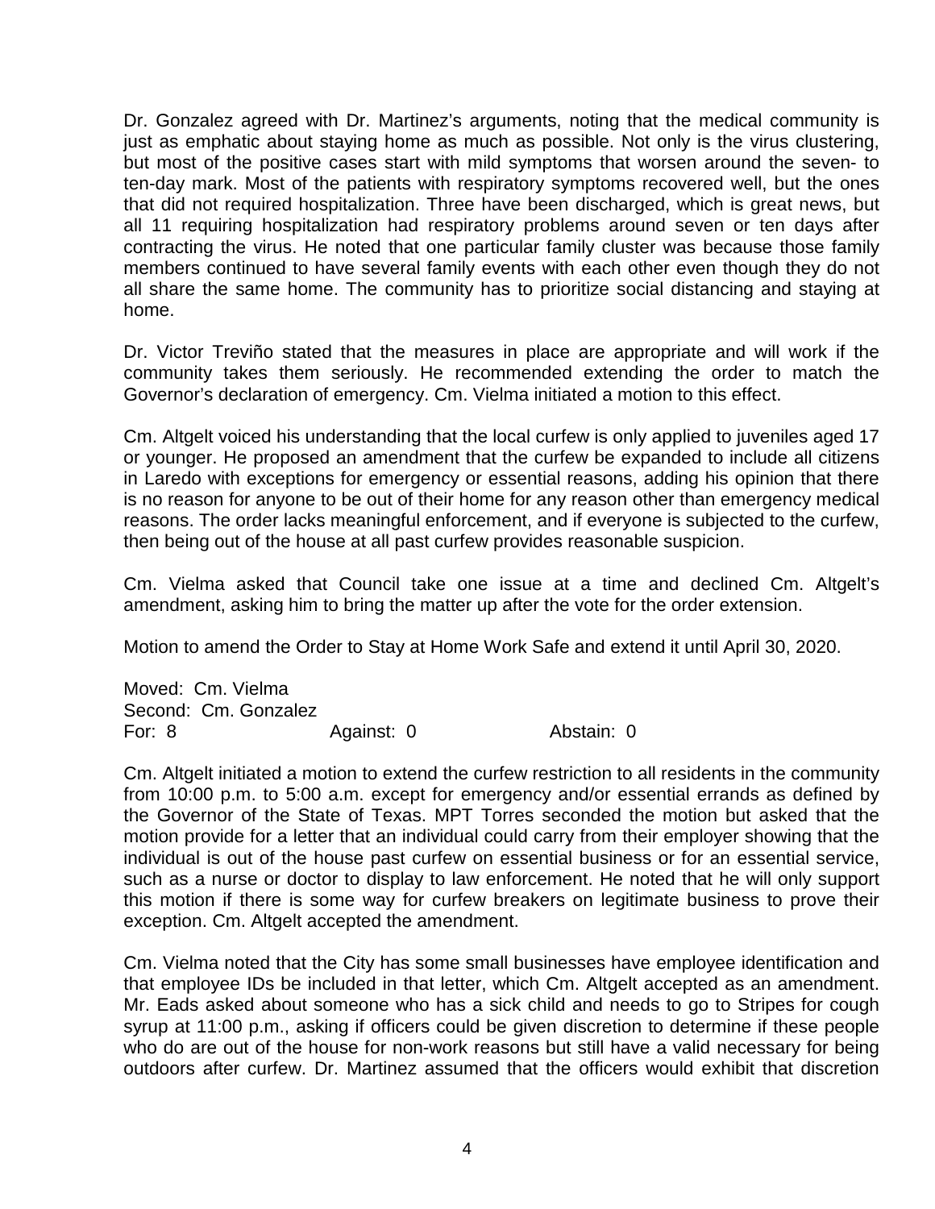Dr. Gonzalez agreed with Dr. Martinez's arguments, noting that the medical community is just as emphatic about staying home as much as possible. Not only is the virus clustering, but most of the positive cases start with mild symptoms that worsen around the seven- to ten-day mark. Most of the patients with respiratory symptoms recovered well, but the ones that did not required hospitalization. Three have been discharged, which is great news, but all 11 requiring hospitalization had respiratory problems around seven or ten days after contracting the virus. He noted that one particular family cluster was because those family members continued to have several family events with each other even though they do not all share the same home. The community has to prioritize social distancing and staying at home.

Dr. Victor Treviño stated that the measures in place are appropriate and will work if the community takes them seriously. He recommended extending the order to match the Governor's declaration of emergency. Cm. Vielma initiated a motion to this effect.

Cm. Altgelt voiced his understanding that the local curfew is only applied to juveniles aged 17 or younger. He proposed an amendment that the curfew be expanded to include all citizens in Laredo with exceptions for emergency or essential reasons, adding his opinion that there is no reason for anyone to be out of their home for any reason other than emergency medical reasons. The order lacks meaningful enforcement, and if everyone is subjected to the curfew, then being out of the house at all past curfew provides reasonable suspicion.

Cm. Vielma asked that Council take one issue at a time and declined Cm. Altgelt's amendment, asking him to bring the matter up after the vote for the order extension.

Motion to amend the Order to Stay at Home Work Safe and extend it until April 30, 2020.

Moved: Cm. Vielma
Second: Cm. Gonzalez
For: 8 Against: 0 Abstain: 0

Cm. Altgelt initiated a motion to extend the curfew restriction to all residents in the community from 10:00 p.m. to 5:00 a.m. except for emergency and/or essential errands as defined by the Governor of the State of Texas. MPT Torres seconded the motion but asked that the motion provide for a letter that an individual could carry from their employer showing that the individual is out of the house past curfew on essential business or for an essential service, such as a nurse or doctor to display to law enforcement. He noted that he will only support this motion if there is some way for curfew breakers on legitimate business to prove their exception. Cm. Altgelt accepted the amendment.

Cm. Vielma noted that the City has some small businesses have employee identification and that employee IDs be included in that letter, which Cm. Altgelt accepted as an amendment. Mr. Eads asked about someone who has a sick child and needs to go to Stripes for cough syrup at 11:00 p.m., asking if officers could be given discretion to determine if these people who do are out of the house for non-work reasons but still have a valid necessary for being outdoors after curfew. Dr. Martinez assumed that the officers would exhibit that discretion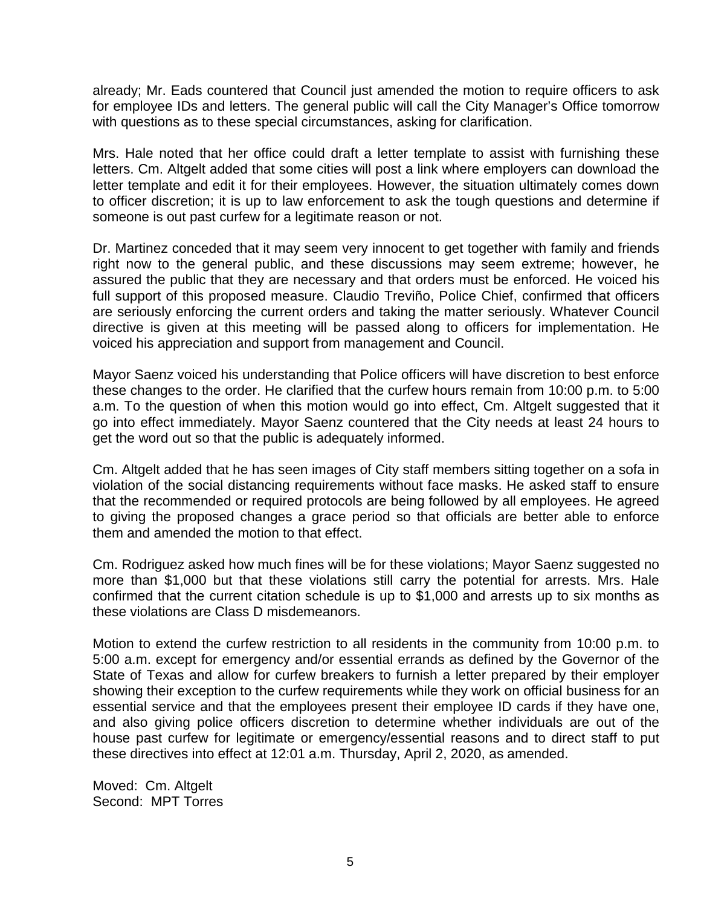already; Mr. Eads countered that Council just amended the motion to require officers to ask for employee IDs and letters. The general public will call the City Manager's Office tomorrow with questions as to these special circumstances, asking for clarification.

Mrs. Hale noted that her office could draft a letter template to assist with furnishing these letters. Cm. Altgelt added that some cities will post a link where employers can download the letter template and edit it for their employees. However, the situation ultimately comes down to officer discretion; it is up to law enforcement to ask the tough questions and determine if someone is out past curfew for a legitimate reason or not.

Dr. Martinez conceded that it may seem very innocent to get together with family and friends right now to the general public, and these discussions may seem extreme; however, he assured the public that they are necessary and that orders must be enforced. He voiced his full support of this proposed measure. Claudio Treviño, Police Chief, confirmed that officers are seriously enforcing the current orders and taking the matter seriously. Whatever Council directive is given at this meeting will be passed along to officers for implementation. He voiced his appreciation and support from management and Council.

Mayor Saenz voiced his understanding that Police officers will have discretion to best enforce these changes to the order. He clarified that the curfew hours remain from 10:00 p.m. to 5:00 a.m. To the question of when this motion would go into effect, Cm. Altgelt suggested that it go into effect immediately. Mayor Saenz countered that the City needs at least 24 hours to get the word out so that the public is adequately informed.

Cm. Altgelt added that he has seen images of City staff members sitting together on a sofa in violation of the social distancing requirements without face masks. He asked staff to ensure that the recommended or required protocols are being followed by all employees. He agreed to giving the proposed changes a grace period so that officials are better able to enforce them and amended the motion to that effect.

Cm. Rodriguez asked how much fines will be for these violations; Mayor Saenz suggested no more than $1,000 but that these violations still carry the potential for arrests. Mrs. Hale confirmed that the current citation schedule is up to $1,000 and arrests up to six months as these violations are Class D misdemeanors.

Motion to extend the curfew restriction to all residents in the community from 10:00 p.m. to 5:00 a.m. except for emergency and/or essential errands as defined by the Governor of the State of Texas and allow for curfew breakers to furnish a letter prepared by their employer showing their exception to the curfew requirements while they work on official business for an essential service and that the employees present their employee ID cards if they have one, and also giving police officers discretion to determine whether individuals are out of the house past curfew for legitimate or emergency/essential reasons and to direct staff to put these directives into effect at 12:01 a.m. Thursday, April 2, 2020, as amended.

Moved: Cm. Altgelt
Second: MPT Torres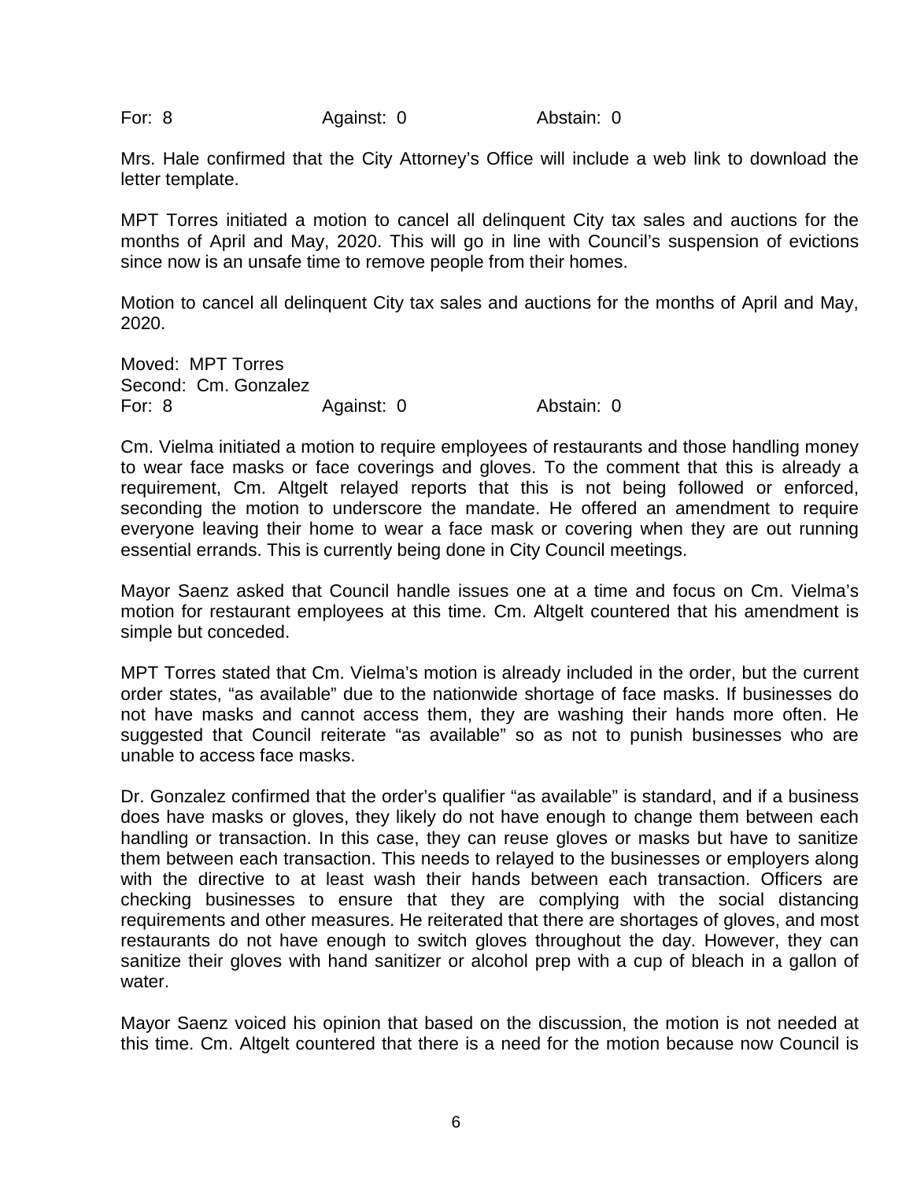For: 8 Against: 0 Abstain: 0

Mrs. Hale confirmed that the City Attorney's Office will include a web link to download the letter template.

MPT Torres initiated a motion to cancel all delinquent City tax sales and auctions for the months of April and May, 2020. This will go in line with Council's suspension of evictions since now is an unsafe time to remove people from their homes.

Motion to cancel all delinquent City tax sales and auctions for the months of April and May, 2020.

Moved: MPT Torres
Second: Cm. Gonzalez
For: 8 Against: 0 Abstain: 0

Cm. Vielma initiated a motion to require employees of restaurants and those handling money to wear face masks or face coverings and gloves. To the comment that this is already a requirement, Cm. Altgelt relayed reports that this is not being followed or enforced, seconding the motion to underscore the mandate. He offered an amendment to require everyone leaving their home to wear a face mask or covering when they are out running essential errands. This is currently being done in City Council meetings.

Mayor Saenz asked that Council handle issues one at a time and focus on Cm. Vielma's motion for restaurant employees at this time. Cm. Altgelt countered that his amendment is simple but conceded.

MPT Torres stated that Cm. Vielma's motion is already included in the order, but the current order states, "as available" due to the nationwide shortage of face masks. If businesses do not have masks and cannot access them, they are washing their hands more often. He suggested that Council reiterate "as available" so as not to punish businesses who are unable to access face masks.

Dr. Gonzalez confirmed that the order's qualifier "as available" is standard, and if a business does have masks or gloves, they likely do not have enough to change them between each handling or transaction. In this case, they can reuse gloves or masks but have to sanitize them between each transaction. This needs to relayed to the businesses or employers along with the directive to at least wash their hands between each transaction. Officers are checking businesses to ensure that they are complying with the social distancing requirements and other measures. He reiterated that there are shortages of gloves, and most restaurants do not have enough to switch gloves throughout the day. However, they can sanitize their gloves with hand sanitizer or alcohol prep with a cup of bleach in a gallon of water.

Mayor Saenz voiced his opinion that based on the discussion, the motion is not needed at this time. Cm. Altgelt countered that there is a need for the motion because now Council is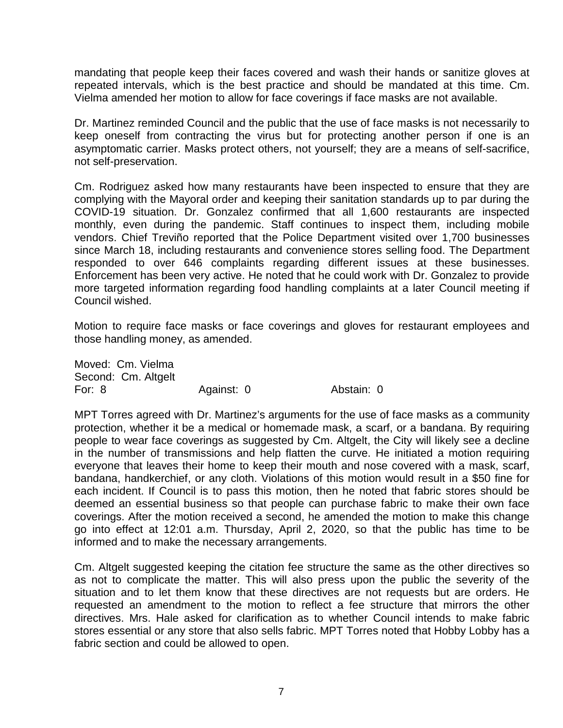mandating that people keep their faces covered and wash their hands or sanitize gloves at repeated intervals, which is the best practice and should be mandated at this time. Cm. Vielma amended her motion to allow for face coverings if face masks are not available.

Dr. Martinez reminded Council and the public that the use of face masks is not necessarily to keep oneself from contracting the virus but for protecting another person if one is an asymptomatic carrier. Masks protect others, not yourself; they are a means of self-sacrifice, not self-preservation.

Cm. Rodriguez asked how many restaurants have been inspected to ensure that they are complying with the Mayoral order and keeping their sanitation standards up to par during the COVID-19 situation. Dr. Gonzalez confirmed that all 1,600 restaurants are inspected monthly, even during the pandemic. Staff continues to inspect them, including mobile vendors. Chief Treviño reported that the Police Department visited over 1,700 businesses since March 18, including restaurants and convenience stores selling food. The Department responded to over 646 complaints regarding different issues at these businesses. Enforcement has been very active. He noted that he could work with Dr. Gonzalez to provide more targeted information regarding food handling complaints at a later Council meeting if Council wished.

Motion to require face masks or face coverings and gloves for restaurant employees and those handling money, as amended.

Moved: Cm. Vielma
Second: Cm. Altgelt
For: 8 Against: 0 Abstain: 0

MPT Torres agreed with Dr. Martinez's arguments for the use of face masks as a community protection, whether it be a medical or homemade mask, a scarf, or a bandana. By requiring people to wear face coverings as suggested by Cm. Altgelt, the City will likely see a decline in the number of transmissions and help flatten the curve. He initiated a motion requiring everyone that leaves their home to keep their mouth and nose covered with a mask, scarf, bandana, handkerchief, or any cloth. Violations of this motion would result in a $50 fine for each incident. If Council is to pass this motion, then he noted that fabric stores should be deemed an essential business so that people can purchase fabric to make their own face coverings. After the motion received a second, he amended the motion to make this change go into effect at 12:01 a.m. Thursday, April 2, 2020, so that the public has time to be informed and to make the necessary arrangements.

Cm. Altgelt suggested keeping the citation fee structure the same as the other directives so as not to complicate the matter. This will also press upon the public the severity of the situation and to let them know that these directives are not requests but are orders. He requested an amendment to the motion to reflect a fee structure that mirrors the other directives. Mrs. Hale asked for clarification as to whether Council intends to make fabric stores essential or any store that also sells fabric. MPT Torres noted that Hobby Lobby has a fabric section and could be allowed to open.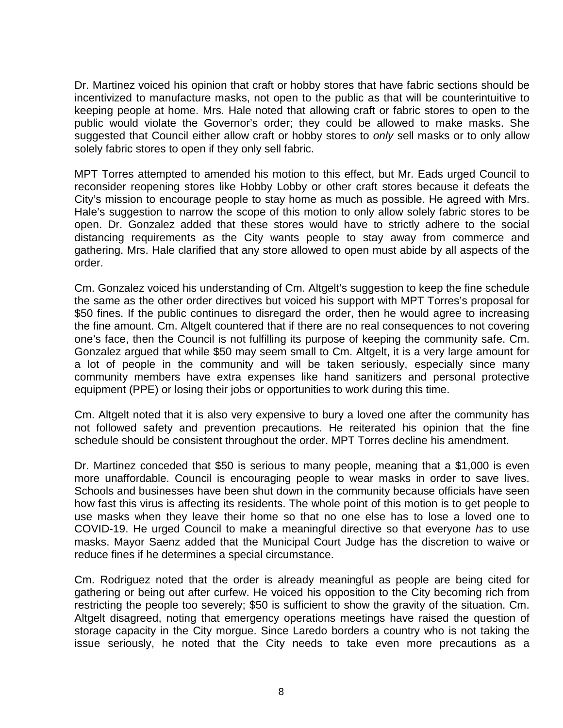Dr. Martinez voiced his opinion that craft or hobby stores that have fabric sections should be incentivized to manufacture masks, not open to the public as that will be counterintuitive to keeping people at home. Mrs. Hale noted that allowing craft or fabric stores to open to the public would violate the Governor's order; they could be allowed to make masks. She suggested that Council either allow craft or hobby stores to *only* sell masks or to only allow solely fabric stores to open if they only sell fabric.

MPT Torres attempted to amended his motion to this effect, but Mr. Eads urged Council to reconsider reopening stores like Hobby Lobby or other craft stores because it defeats the City's mission to encourage people to stay home as much as possible. He agreed with Mrs. Hale's suggestion to narrow the scope of this motion to only allow solely fabric stores to be open. Dr. Gonzalez added that these stores would have to strictly adhere to the social distancing requirements as the City wants people to stay away from commerce and gathering. Mrs. Hale clarified that any store allowed to open must abide by all aspects of the order.

Cm. Gonzalez voiced his understanding of Cm. Altgelt's suggestion to keep the fine schedule the same as the other order directives but voiced his support with MPT Torres's proposal for $50 fines. If the public continues to disregard the order, then he would agree to increasing the fine amount. Cm. Altgelt countered that if there are no real consequences to not covering one's face, then the Council is not fulfilling its purpose of keeping the community safe. Cm. Gonzalez argued that while $50 may seem small to Cm. Altgelt, it is a very large amount for a lot of people in the community and will be taken seriously, especially since many community members have extra expenses like hand sanitizers and personal protective equipment (PPE) or losing their jobs or opportunities to work during this time.

Cm. Altgelt noted that it is also very expensive to bury a loved one after the community has not followed safety and prevention precautions. He reiterated his opinion that the fine schedule should be consistent throughout the order. MPT Torres decline his amendment.

Dr. Martinez conceded that $50 is serious to many people, meaning that a $1,000 is even more unaffordable. Council is encouraging people to wear masks in order to save lives. Schools and businesses have been shut down in the community because officials have seen how fast this virus is affecting its residents. The whole point of this motion is to get people to use masks when they leave their home so that no one else has to lose a loved one to COVID-19. He urged Council to make a meaningful directive so that everyone *has* to use masks. Mayor Saenz added that the Municipal Court Judge has the discretion to waive or reduce fines if he determines a special circumstance.

Cm. Rodriguez noted that the order is already meaningful as people are being cited for gathering or being out after curfew. He voiced his opposition to the City becoming rich from restricting the people too severely; $50 is sufficient to show the gravity of the situation. Cm. Altgelt disagreed, noting that emergency operations meetings have raised the question of storage capacity in the City morgue. Since Laredo borders a country who is not taking the issue seriously, he noted that the City needs to take even more precautions as a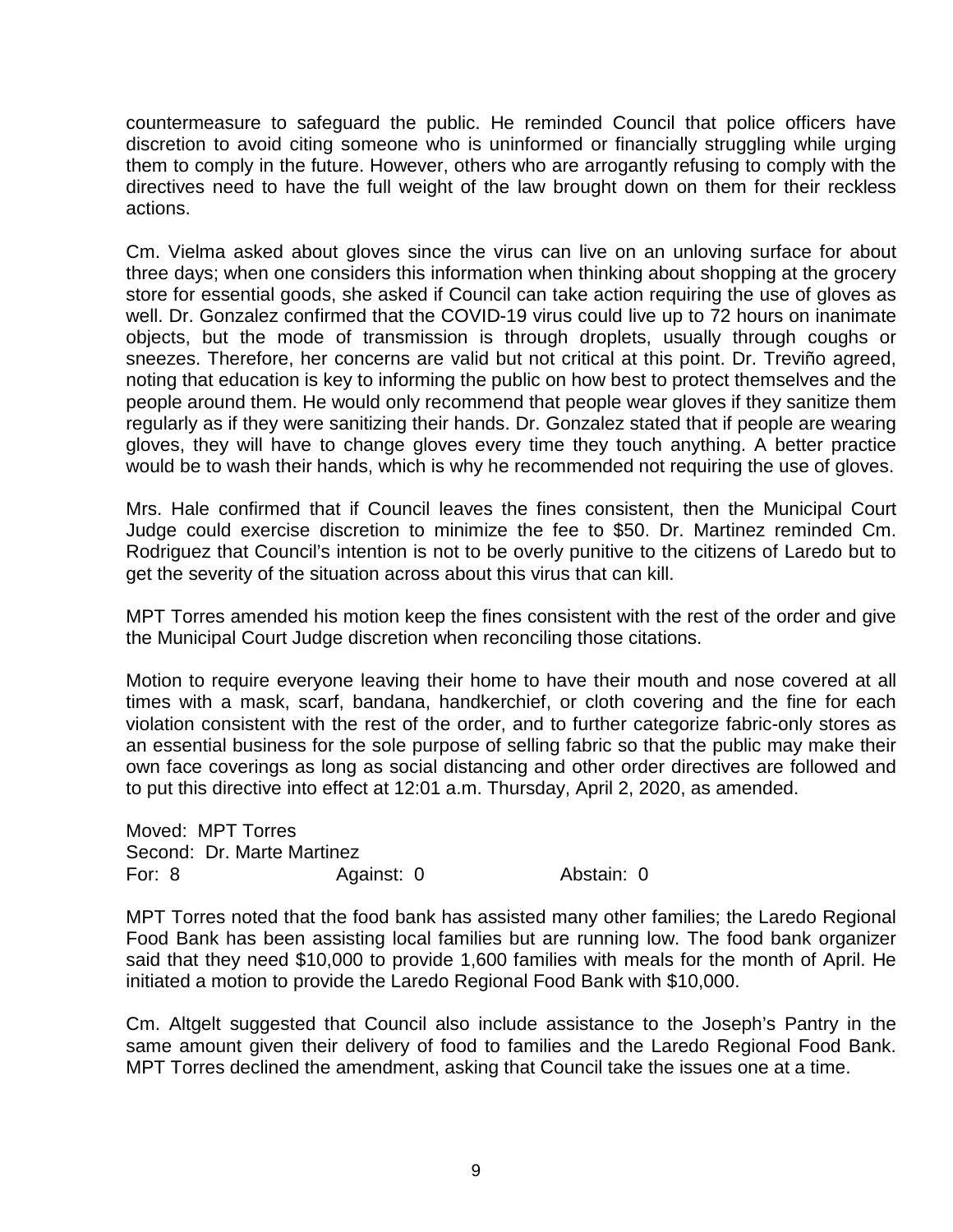countermeasure to safeguard the public. He reminded Council that police officers have discretion to avoid citing someone who is uninformed or financially struggling while urging them to comply in the future. However, others who are arrogantly refusing to comply with the directives need to have the full weight of the law brought down on them for their reckless actions.

Cm. Vielma asked about gloves since the virus can live on an unloving surface for about three days; when one considers this information when thinking about shopping at the grocery store for essential goods, she asked if Council can take action requiring the use of gloves as well. Dr. Gonzalez confirmed that the COVID-19 virus could live up to 72 hours on inanimate objects, but the mode of transmission is through droplets, usually through coughs or sneezes. Therefore, her concerns are valid but not critical at this point. Dr. Treviño agreed, noting that education is key to informing the public on how best to protect themselves and the people around them. He would only recommend that people wear gloves if they sanitize them regularly as if they were sanitizing their hands. Dr. Gonzalez stated that if people are wearing gloves, they will have to change gloves every time they touch anything. A better practice would be to wash their hands, which is why he recommended not requiring the use of gloves.

Mrs. Hale confirmed that if Council leaves the fines consistent, then the Municipal Court Judge could exercise discretion to minimize the fee to $50. Dr. Martinez reminded Cm. Rodriguez that Council's intention is not to be overly punitive to the citizens of Laredo but to get the severity of the situation across about this virus that can kill.

MPT Torres amended his motion keep the fines consistent with the rest of the order and give the Municipal Court Judge discretion when reconciling those citations.

Motion to require everyone leaving their home to have their mouth and nose covered at all times with a mask, scarf, bandana, handkerchief, or cloth covering and the fine for each violation consistent with the rest of the order, and to further categorize fabric-only stores as an essential business for the sole purpose of selling fabric so that the public may make their own face coverings as long as social distancing and other order directives are followed and to put this directive into effect at 12:01 a.m. Thursday, April 2, 2020, as amended.

Moved: MPT Torres
Second: Dr. Marte Martinez
For: 8 Against: 0 Abstain: 0

MPT Torres noted that the food bank has assisted many other families; the Laredo Regional Food Bank has been assisting local families but are running low. The food bank organizer said that they need $10,000 to provide 1,600 families with meals for the month of April. He initiated a motion to provide the Laredo Regional Food Bank with $10,000.

Cm. Altgelt suggested that Council also include assistance to the Joseph's Pantry in the same amount given their delivery of food to families and the Laredo Regional Food Bank. MPT Torres declined the amendment, asking that Council take the issues one at a time.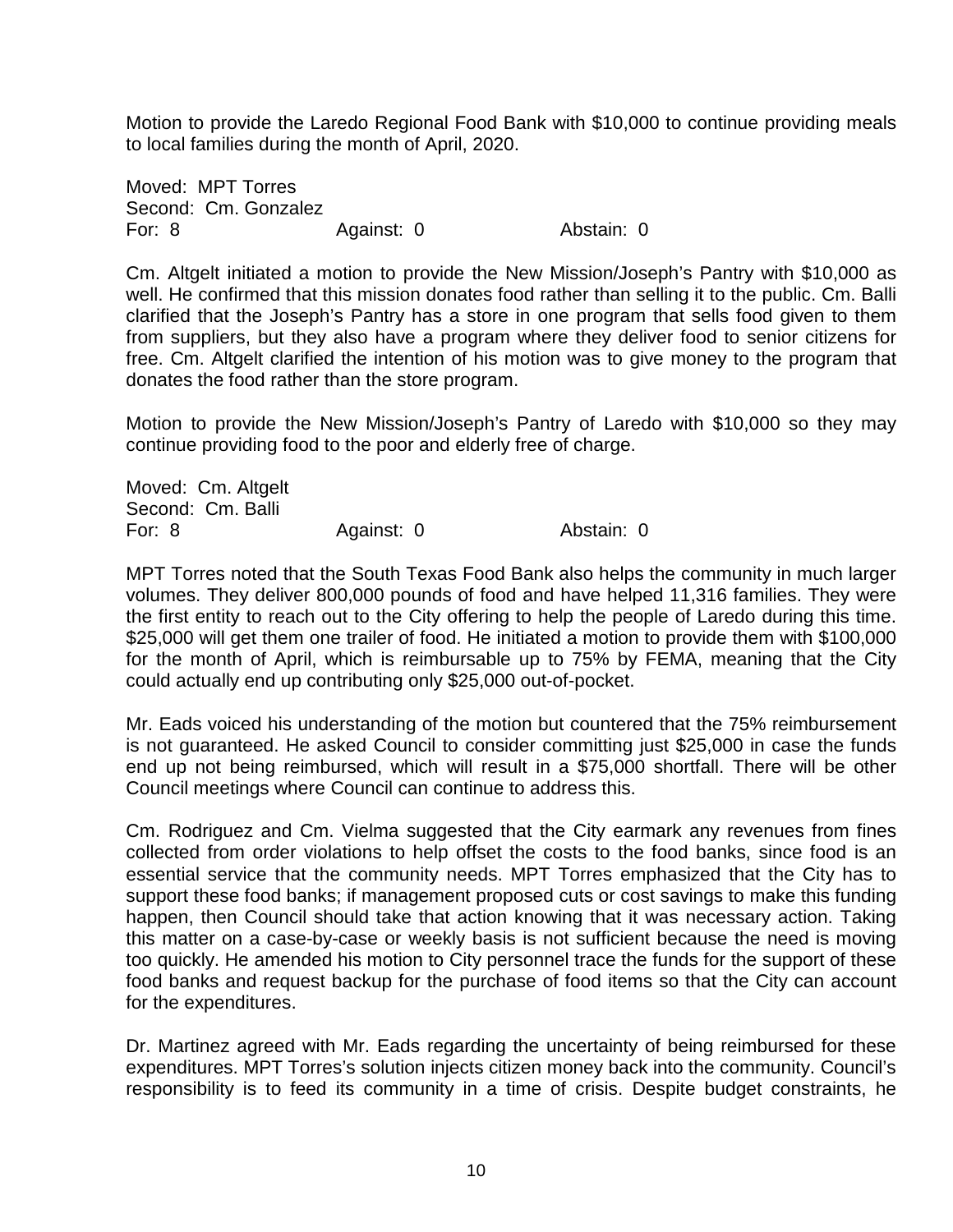Motion to provide the Laredo Regional Food Bank with $10,000 to continue providing meals to local families during the month of April, 2020.

Moved: MPT Torres
Second: Cm. Gonzalez
For: 8 Against: 0 Abstain: 0

Cm. Altgelt initiated a motion to provide the New Mission/Joseph's Pantry with $10,000 as well. He confirmed that this mission donates food rather than selling it to the public. Cm. Balli clarified that the Joseph's Pantry has a store in one program that sells food given to them from suppliers, but they also have a program where they deliver food to senior citizens for free. Cm. Altgelt clarified the intention of his motion was to give money to the program that donates the food rather than the store program.

Motion to provide the New Mission/Joseph's Pantry of Laredo with $10,000 so they may continue providing food to the poor and elderly free of charge.

Moved: Cm. Altgelt
Second: Cm. Balli
For: 8 Against: 0 Abstain: 0

MPT Torres noted that the South Texas Food Bank also helps the community in much larger volumes. They deliver 800,000 pounds of food and have helped 11,316 families. They were the first entity to reach out to the City offering to help the people of Laredo during this time. $25,000 will get them one trailer of food. He initiated a motion to provide them with $100,000 for the month of April, which is reimbursable up to 75% by FEMA, meaning that the City could actually end up contributing only $25,000 out-of-pocket.

Mr. Eads voiced his understanding of the motion but countered that the 75% reimbursement is not guaranteed. He asked Council to consider committing just $25,000 in case the funds end up not being reimbursed, which will result in a $75,000 shortfall. There will be other Council meetings where Council can continue to address this.

Cm. Rodriguez and Cm. Vielma suggested that the City earmark any revenues from fines collected from order violations to help offset the costs to the food banks, since food is an essential service that the community needs. MPT Torres emphasized that the City has to support these food banks; if management proposed cuts or cost savings to make this funding happen, then Council should take that action knowing that it was necessary action. Taking this matter on a case-by-case or weekly basis is not sufficient because the need is moving too quickly. He amended his motion to City personnel trace the funds for the support of these food banks and request backup for the purchase of food items so that the City can account for the expenditures.

Dr. Martinez agreed with Mr. Eads regarding the uncertainty of being reimbursed for these expenditures. MPT Torres's solution injects citizen money back into the community. Council's responsibility is to feed its community in a time of crisis. Despite budget constraints, he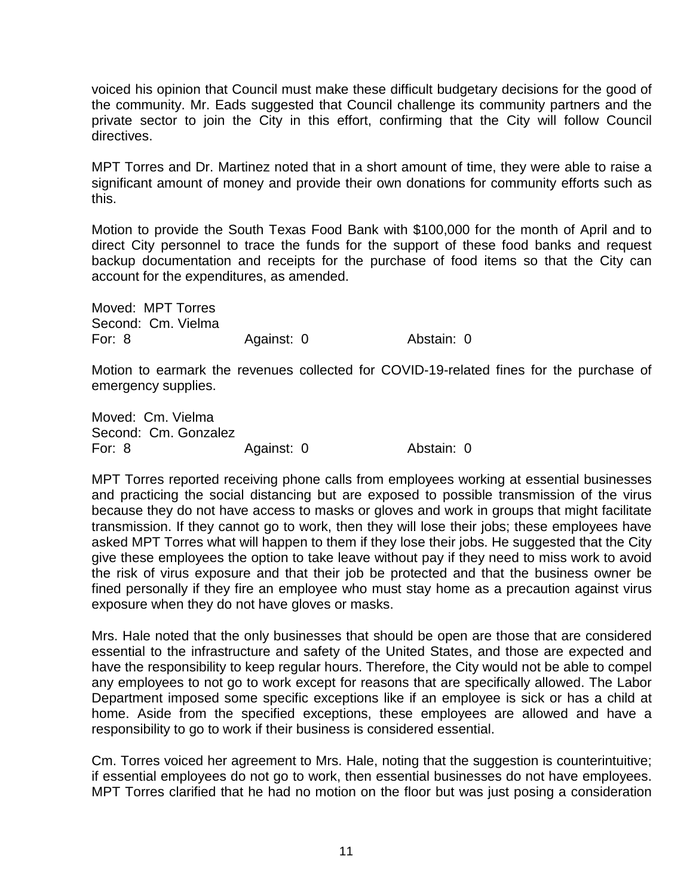voiced his opinion that Council must make these difficult budgetary decisions for the good of the community. Mr. Eads suggested that Council challenge its community partners and the private sector to join the City in this effort, confirming that the City will follow Council directives.

MPT Torres and Dr. Martinez noted that in a short amount of time, they were able to raise a significant amount of money and provide their own donations for community efforts such as this.

Motion to provide the South Texas Food Bank with $100,000 for the month of April and to direct City personnel to trace the funds for the support of these food banks and request backup documentation and receipts for the purchase of food items so that the City can account for the expenditures, as amended.

Moved: MPT Torres
Second: Cm. Vielma
For: 8 Against: 0 Abstain: 0

Motion to earmark the revenues collected for COVID-19-related fines for the purchase of emergency supplies.

Moved: Cm. Vielma
Second: Cm. Gonzalez
For: 8 Against: 0 Abstain: 0

MPT Torres reported receiving phone calls from employees working at essential businesses and practicing the social distancing but are exposed to possible transmission of the virus because they do not have access to masks or gloves and work in groups that might facilitate transmission. If they cannot go to work, then they will lose their jobs; these employees have asked MPT Torres what will happen to them if they lose their jobs. He suggested that the City give these employees the option to take leave without pay if they need to miss work to avoid the risk of virus exposure and that their job be protected and that the business owner be fined personally if they fire an employee who must stay home as a precaution against virus exposure when they do not have gloves or masks.

Mrs. Hale noted that the only businesses that should be open are those that are considered essential to the infrastructure and safety of the United States, and those are expected and have the responsibility to keep regular hours. Therefore, the City would not be able to compel any employees to not go to work except for reasons that are specifically allowed. The Labor Department imposed some specific exceptions like if an employee is sick or has a child at home. Aside from the specified exceptions, these employees are allowed and have a responsibility to go to work if their business is considered essential.

Cm. Torres voiced her agreement to Mrs. Hale, noting that the suggestion is counterintuitive; if essential employees do not go to work, then essential businesses do not have employees. MPT Torres clarified that he had no motion on the floor but was just posing a consideration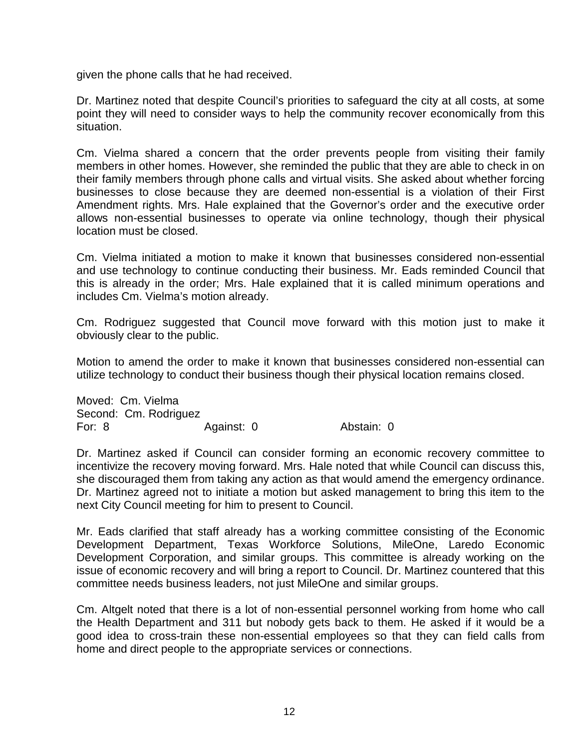given the phone calls that he had received.

Dr. Martinez noted that despite Council's priorities to safeguard the city at all costs, at some point they will need to consider ways to help the community recover economically from this situation.

Cm. Vielma shared a concern that the order prevents people from visiting their family members in other homes. However, she reminded the public that they are able to check in on their family members through phone calls and virtual visits. She asked about whether forcing businesses to close because they are deemed non-essential is a violation of their First Amendment rights. Mrs. Hale explained that the Governor's order and the executive order allows non-essential businesses to operate via online technology, though their physical location must be closed.

Cm. Vielma initiated a motion to make it known that businesses considered non-essential and use technology to continue conducting their business. Mr. Eads reminded Council that this is already in the order; Mrs. Hale explained that it is called minimum operations and includes Cm. Vielma's motion already.

Cm. Rodriguez suggested that Council move forward with this motion just to make it obviously clear to the public.

Motion to amend the order to make it known that businesses considered non-essential can utilize technology to conduct their business though their physical location remains closed.

Moved: Cm. Vielma
Second: Cm. Rodriguez
For: 8 Against: 0 Abstain: 0

Dr. Martinez asked if Council can consider forming an economic recovery committee to incentivize the recovery moving forward. Mrs. Hale noted that while Council can discuss this, she discouraged them from taking any action as that would amend the emergency ordinance. Dr. Martinez agreed not to initiate a motion but asked management to bring this item to the next City Council meeting for him to present to Council.

Mr. Eads clarified that staff already has a working committee consisting of the Economic Development Department, Texas Workforce Solutions, MileOne, Laredo Economic Development Corporation, and similar groups. This committee is already working on the issue of economic recovery and will bring a report to Council. Dr. Martinez countered that this committee needs business leaders, not just MileOne and similar groups.

Cm. Altgelt noted that there is a lot of non-essential personnel working from home who call the Health Department and 311 but nobody gets back to them. He asked if it would be a good idea to cross-train these non-essential employees so that they can field calls from home and direct people to the appropriate services or connections.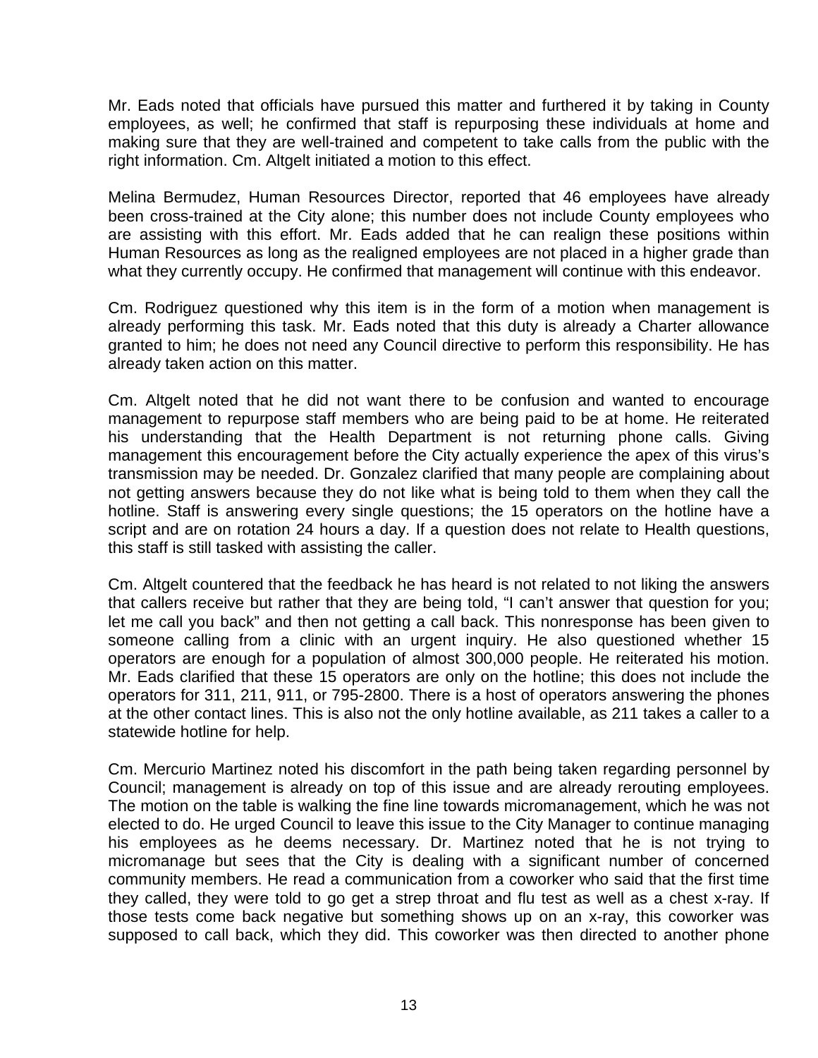Mr. Eads noted that officials have pursued this matter and furthered it by taking in County employees, as well; he confirmed that staff is repurposing these individuals at home and making sure that they are well-trained and competent to take calls from the public with the right information. Cm. Altgelt initiated a motion to this effect.

Melina Bermudez, Human Resources Director, reported that 46 employees have already been cross-trained at the City alone; this number does not include County employees who are assisting with this effort. Mr. Eads added that he can realign these positions within Human Resources as long as the realigned employees are not placed in a higher grade than what they currently occupy. He confirmed that management will continue with this endeavor.

Cm. Rodriguez questioned why this item is in the form of a motion when management is already performing this task. Mr. Eads noted that this duty is already a Charter allowance granted to him; he does not need any Council directive to perform this responsibility. He has already taken action on this matter.

Cm. Altgelt noted that he did not want there to be confusion and wanted to encourage management to repurpose staff members who are being paid to be at home. He reiterated his understanding that the Health Department is not returning phone calls. Giving management this encouragement before the City actually experience the apex of this virus's transmission may be needed. Dr. Gonzalez clarified that many people are complaining about not getting answers because they do not like what is being told to them when they call the hotline. Staff is answering every single questions; the 15 operators on the hotline have a script and are on rotation 24 hours a day. If a question does not relate to Health questions, this staff is still tasked with assisting the caller.

Cm. Altgelt countered that the feedback he has heard is not related to not liking the answers that callers receive but rather that they are being told, "I can't answer that question for you; let me call you back" and then not getting a call back. This nonresponse has been given to someone calling from a clinic with an urgent inquiry. He also questioned whether 15 operators are enough for a population of almost 300,000 people. He reiterated his motion. Mr. Eads clarified that these 15 operators are only on the hotline; this does not include the operators for 311, 211, 911, or 795-2800. There is a host of operators answering the phones at the other contact lines. This is also not the only hotline available, as 211 takes a caller to a statewide hotline for help.

Cm. Mercurio Martinez noted his discomfort in the path being taken regarding personnel by Council; management is already on top of this issue and are already rerouting employees. The motion on the table is walking the fine line towards micromanagement, which he was not elected to do. He urged Council to leave this issue to the City Manager to continue managing his employees as he deems necessary. Dr. Martinez noted that he is not trying to micromanage but sees that the City is dealing with a significant number of concerned community members. He read a communication from a coworker who said that the first time they called, they were told to go get a strep throat and flu test as well as a chest x-ray. If those tests come back negative but something shows up on an x-ray, this coworker was supposed to call back, which they did. This coworker was then directed to another phone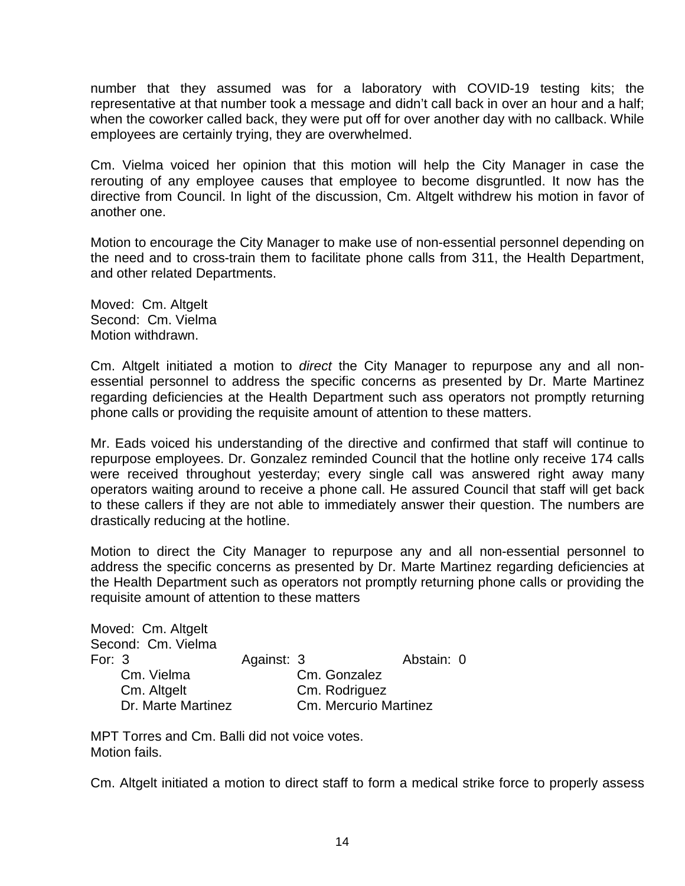number that they assumed was for a laboratory with COVID-19 testing kits; the representative at that number took a message and didn't call back in over an hour and a half; when the coworker called back, they were put off for over another day with no callback. While employees are certainly trying, they are overwhelmed.

Cm. Vielma voiced her opinion that this motion will help the City Manager in case the rerouting of any employee causes that employee to become disgruntled. It now has the directive from Council. In light of the discussion, Cm. Altgelt withdrew his motion in favor of another one.

Motion to encourage the City Manager to make use of non-essential personnel depending on the need and to cross-train them to facilitate phone calls from 311, the Health Department, and other related Departments.

Moved: Cm. Altgelt
Second: Cm. Vielma
Motion withdrawn.

Cm. Altgelt initiated a motion to *direct* the City Manager to repurpose any and all non-essential personnel to address the specific concerns as presented by Dr. Marte Martinez regarding deficiencies at the Health Department such ass operators not promptly returning phone calls or providing the requisite amount of attention to these matters.

Mr. Eads voiced his understanding of the directive and confirmed that staff will continue to repurpose employees. Dr. Gonzalez reminded Council that the hotline only receive 174 calls were received throughout yesterday; every single call was answered right away many operators waiting around to receive a phone call. He assured Council that staff will get back to these callers if they are not able to immediately answer their question. The numbers are drastically reducing at the hotline.

Motion to direct the City Manager to repurpose any and all non-essential personnel to address the specific concerns as presented by Dr. Marte Martinez regarding deficiencies at the Health Department such as operators not promptly returning phone calls or providing the requisite amount of attention to these matters

Moved: Cm. Altgelt
Second: Cm. Vielma

| For: 3 | Against: 3 | Abstain: 0 |
|---|---|---|
| Cm. Vielma | Cm. Gonzalez | |
| Cm. Altgelt | Cm. Rodriguez | |
| Dr. Marte Martinez | Cm. Mercurio Martinez | |

MPT Torres and Cm. Balli did not voice votes.
Motion fails.

Cm. Altgelt initiated a motion to direct staff to form a medical strike force to properly assess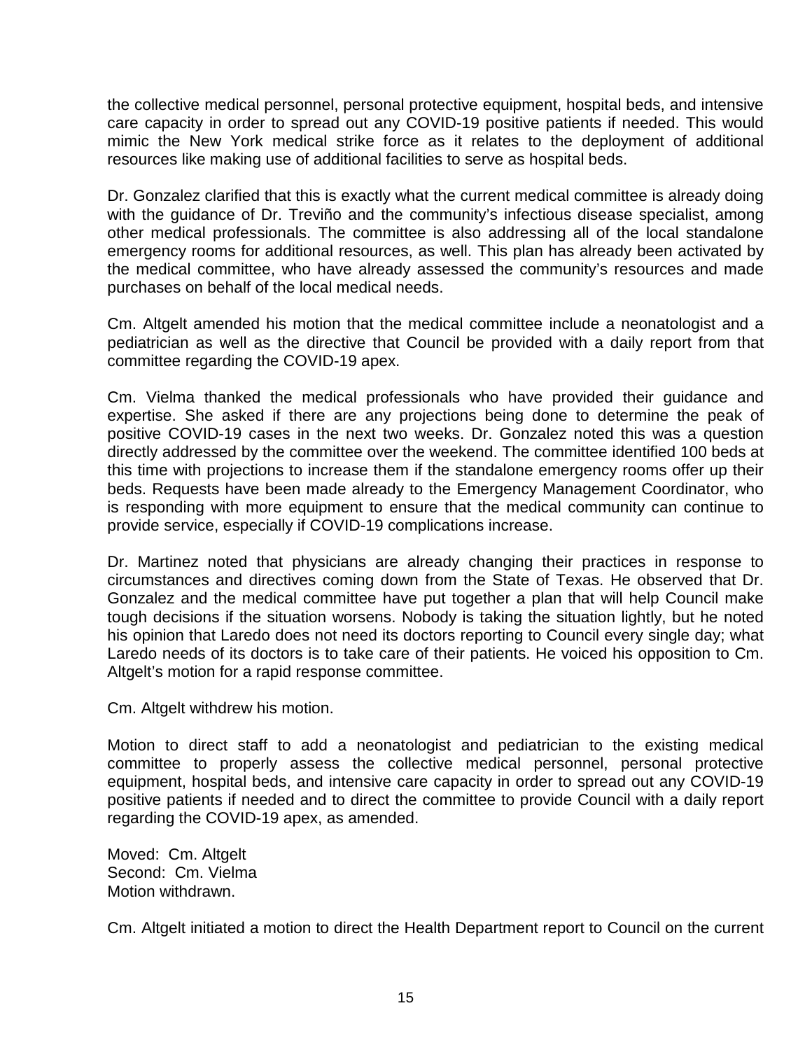the collective medical personnel, personal protective equipment, hospital beds, and intensive care capacity in order to spread out any COVID-19 positive patients if needed. This would mimic the New York medical strike force as it relates to the deployment of additional resources like making use of additional facilities to serve as hospital beds.

Dr. Gonzalez clarified that this is exactly what the current medical committee is already doing with the guidance of Dr. Treviño and the community's infectious disease specialist, among other medical professionals. The committee is also addressing all of the local standalone emergency rooms for additional resources, as well. This plan has already been activated by the medical committee, who have already assessed the community's resources and made purchases on behalf of the local medical needs.

Cm. Altgelt amended his motion that the medical committee include a neonatologist and a pediatrician as well as the directive that Council be provided with a daily report from that committee regarding the COVID-19 apex.

Cm. Vielma thanked the medical professionals who have provided their guidance and expertise. She asked if there are any projections being done to determine the peak of positive COVID-19 cases in the next two weeks. Dr. Gonzalez noted this was a question directly addressed by the committee over the weekend. The committee identified 100 beds at this time with projections to increase them if the standalone emergency rooms offer up their beds. Requests have been made already to the Emergency Management Coordinator, who is responding with more equipment to ensure that the medical community can continue to provide service, especially if COVID-19 complications increase.

Dr. Martinez noted that physicians are already changing their practices in response to circumstances and directives coming down from the State of Texas. He observed that Dr. Gonzalez and the medical committee have put together a plan that will help Council make tough decisions if the situation worsens. Nobody is taking the situation lightly, but he noted his opinion that Laredo does not need its doctors reporting to Council every single day; what Laredo needs of its doctors is to take care of their patients. He voiced his opposition to Cm. Altgelt's motion for a rapid response committee.

Cm. Altgelt withdrew his motion.

Motion to direct staff to add a neonatologist and pediatrician to the existing medical committee to properly assess the collective medical personnel, personal protective equipment, hospital beds, and intensive care capacity in order to spread out any COVID-19 positive patients if needed and to direct the committee to provide Council with a daily report regarding the COVID-19 apex, as amended.

Moved: Cm. Altgelt
Second: Cm. Vielma
Motion withdrawn.

Cm. Altgelt initiated a motion to direct the Health Department report to Council on the current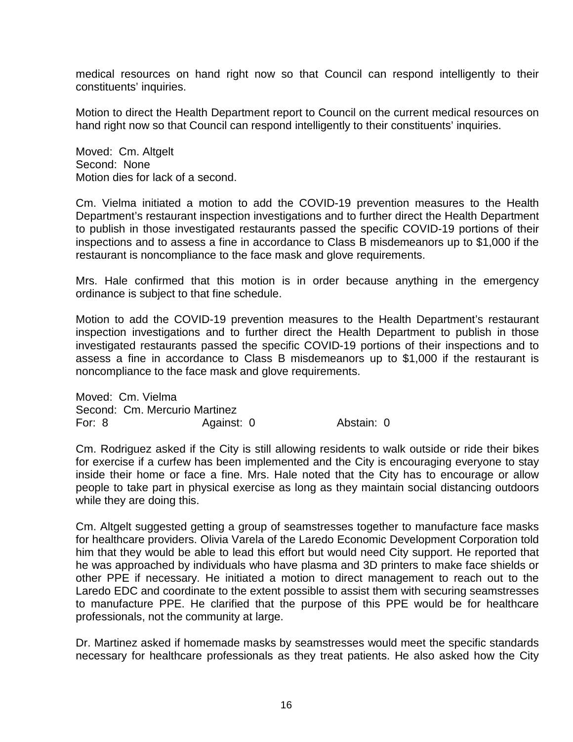medical resources on hand right now so that Council can respond intelligently to their constituents' inquiries.

Motion to direct the Health Department report to Council on the current medical resources on hand right now so that Council can respond intelligently to their constituents' inquiries.

Moved: Cm. Altgelt
Second: None
Motion dies for lack of a second.

Cm. Vielma initiated a motion to add the COVID-19 prevention measures to the Health Department's restaurant inspection investigations and to further direct the Health Department to publish in those investigated restaurants passed the specific COVID-19 portions of their inspections and to assess a fine in accordance to Class B misdemeanors up to $1,000 if the restaurant is noncompliance to the face mask and glove requirements.

Mrs. Hale confirmed that this motion is in order because anything in the emergency ordinance is subject to that fine schedule.

Motion to add the COVID-19 prevention measures to the Health Department's restaurant inspection investigations and to further direct the Health Department to publish in those investigated restaurants passed the specific COVID-19 portions of their inspections and to assess a fine in accordance to Class B misdemeanors up to $1,000 if the restaurant is noncompliance to the face mask and glove requirements.

Moved: Cm. Vielma
Second: Cm. Mercurio Martinez
For: 8 Against: 0 Abstain: 0

Cm. Rodriguez asked if the City is still allowing residents to walk outside or ride their bikes for exercise if a curfew has been implemented and the City is encouraging everyone to stay inside their home or face a fine. Mrs. Hale noted that the City has to encourage or allow people to take part in physical exercise as long as they maintain social distancing outdoors while they are doing this.

Cm. Altgelt suggested getting a group of seamstresses together to manufacture face masks for healthcare providers. Olivia Varela of the Laredo Economic Development Corporation told him that they would be able to lead this effort but would need City support. He reported that he was approached by individuals who have plasma and 3D printers to make face shields or other PPE if necessary. He initiated a motion to direct management to reach out to the Laredo EDC and coordinate to the extent possible to assist them with securing seamstresses to manufacture PPE. He clarified that the purpose of this PPE would be for healthcare professionals, not the community at large.

Dr. Martinez asked if homemade masks by seamstresses would meet the specific standards necessary for healthcare professionals as they treat patients. He also asked how the City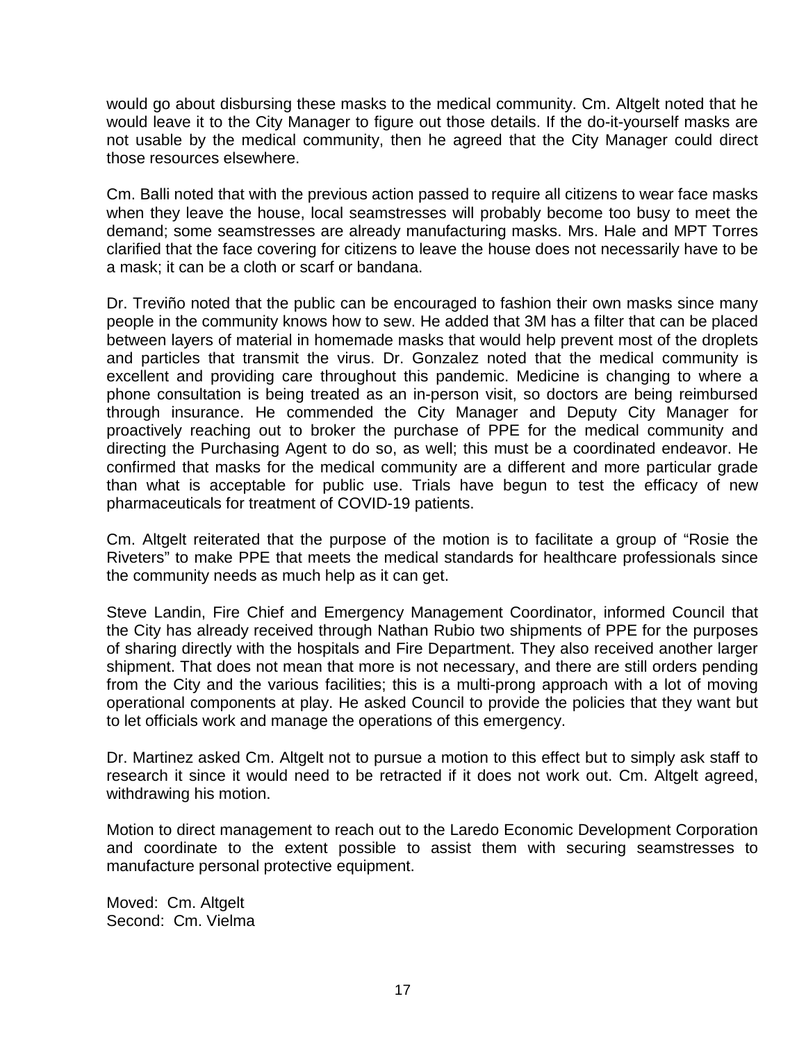would go about disbursing these masks to the medical community. Cm. Altgelt noted that he would leave it to the City Manager to figure out those details. If the do-it-yourself masks are not usable by the medical community, then he agreed that the City Manager could direct those resources elsewhere.

Cm. Balli noted that with the previous action passed to require all citizens to wear face masks when they leave the house, local seamstresses will probably become too busy to meet the demand; some seamstresses are already manufacturing masks. Mrs. Hale and MPT Torres clarified that the face covering for citizens to leave the house does not necessarily have to be a mask; it can be a cloth or scarf or bandana.

Dr. Treviño noted that the public can be encouraged to fashion their own masks since many people in the community knows how to sew. He added that 3M has a filter that can be placed between layers of material in homemade masks that would help prevent most of the droplets and particles that transmit the virus. Dr. Gonzalez noted that the medical community is excellent and providing care throughout this pandemic. Medicine is changing to where a phone consultation is being treated as an in-person visit, so doctors are being reimbursed through insurance. He commended the City Manager and Deputy City Manager for proactively reaching out to broker the purchase of PPE for the medical community and directing the Purchasing Agent to do so, as well; this must be a coordinated endeavor. He confirmed that masks for the medical community are a different and more particular grade than what is acceptable for public use. Trials have begun to test the efficacy of new pharmaceuticals for treatment of COVID-19 patients.

Cm. Altgelt reiterated that the purpose of the motion is to facilitate a group of "Rosie the Riveters" to make PPE that meets the medical standards for healthcare professionals since the community needs as much help as it can get.

Steve Landin, Fire Chief and Emergency Management Coordinator, informed Council that the City has already received through Nathan Rubio two shipments of PPE for the purposes of sharing directly with the hospitals and Fire Department. They also received another larger shipment. That does not mean that more is not necessary, and there are still orders pending from the City and the various facilities; this is a multi-prong approach with a lot of moving operational components at play. He asked Council to provide the policies that they want but to let officials work and manage the operations of this emergency.

Dr. Martinez asked Cm. Altgelt not to pursue a motion to this effect but to simply ask staff to research it since it would need to be retracted if it does not work out. Cm. Altgelt agreed, withdrawing his motion.

Motion to direct management to reach out to the Laredo Economic Development Corporation and coordinate to the extent possible to assist them with securing seamstresses to manufacture personal protective equipment.

Moved: Cm. Altgelt
Second: Cm. Vielma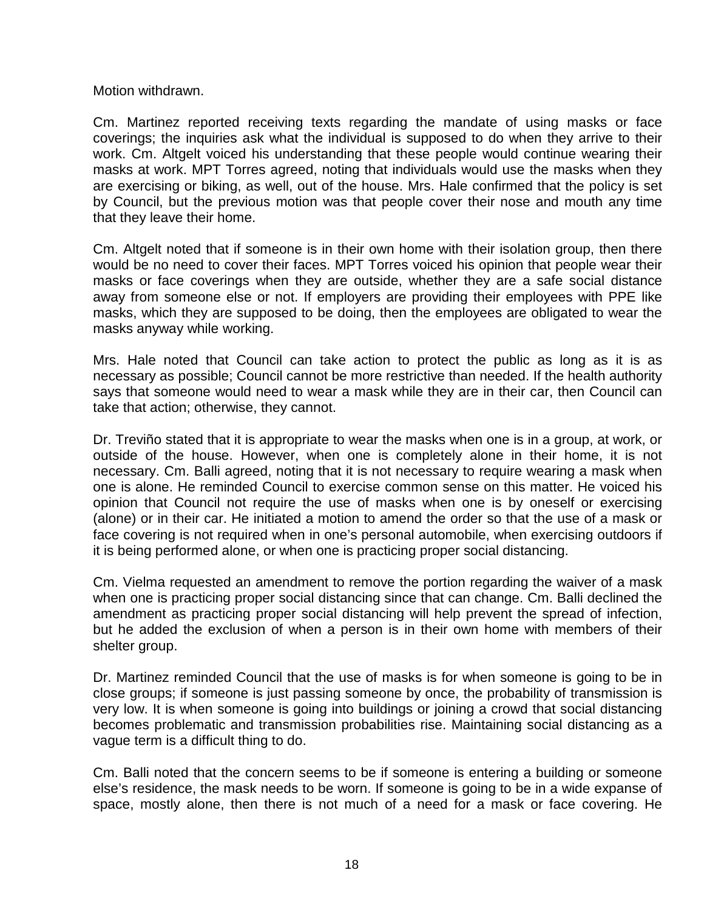Motion withdrawn.

Cm. Martinez reported receiving texts regarding the mandate of using masks or face coverings; the inquiries ask what the individual is supposed to do when they arrive to their work. Cm. Altgelt voiced his understanding that these people would continue wearing their masks at work. MPT Torres agreed, noting that individuals would use the masks when they are exercising or biking, as well, out of the house. Mrs. Hale confirmed that the policy is set by Council, but the previous motion was that people cover their nose and mouth any time that they leave their home.

Cm. Altgelt noted that if someone is in their own home with their isolation group, then there would be no need to cover their faces. MPT Torres voiced his opinion that people wear their masks or face coverings when they are outside, whether they are a safe social distance away from someone else or not. If employers are providing their employees with PPE like masks, which they are supposed to be doing, then the employees are obligated to wear the masks anyway while working.

Mrs. Hale noted that Council can take action to protect the public as long as it is as necessary as possible; Council cannot be more restrictive than needed. If the health authority says that someone would need to wear a mask while they are in their car, then Council can take that action; otherwise, they cannot.

Dr. Treviño stated that it is appropriate to wear the masks when one is in a group, at work, or outside of the house. However, when one is completely alone in their home, it is not necessary. Cm. Balli agreed, noting that it is not necessary to require wearing a mask when one is alone. He reminded Council to exercise common sense on this matter. He voiced his opinion that Council not require the use of masks when one is by oneself or exercising (alone) or in their car. He initiated a motion to amend the order so that the use of a mask or face covering is not required when in one's personal automobile, when exercising outdoors if it is being performed alone, or when one is practicing proper social distancing.

Cm. Vielma requested an amendment to remove the portion regarding the waiver of a mask when one is practicing proper social distancing since that can change. Cm. Balli declined the amendment as practicing proper social distancing will help prevent the spread of infection, but he added the exclusion of when a person is in their own home with members of their shelter group.

Dr. Martinez reminded Council that the use of masks is for when someone is going to be in close groups; if someone is just passing someone by once, the probability of transmission is very low. It is when someone is going into buildings or joining a crowd that social distancing becomes problematic and transmission probabilities rise. Maintaining social distancing as a vague term is a difficult thing to do.

Cm. Balli noted that the concern seems to be if someone is entering a building or someone else's residence, the mask needs to be worn. If someone is going to be in a wide expanse of space, mostly alone, then there is not much of a need for a mask or face covering. He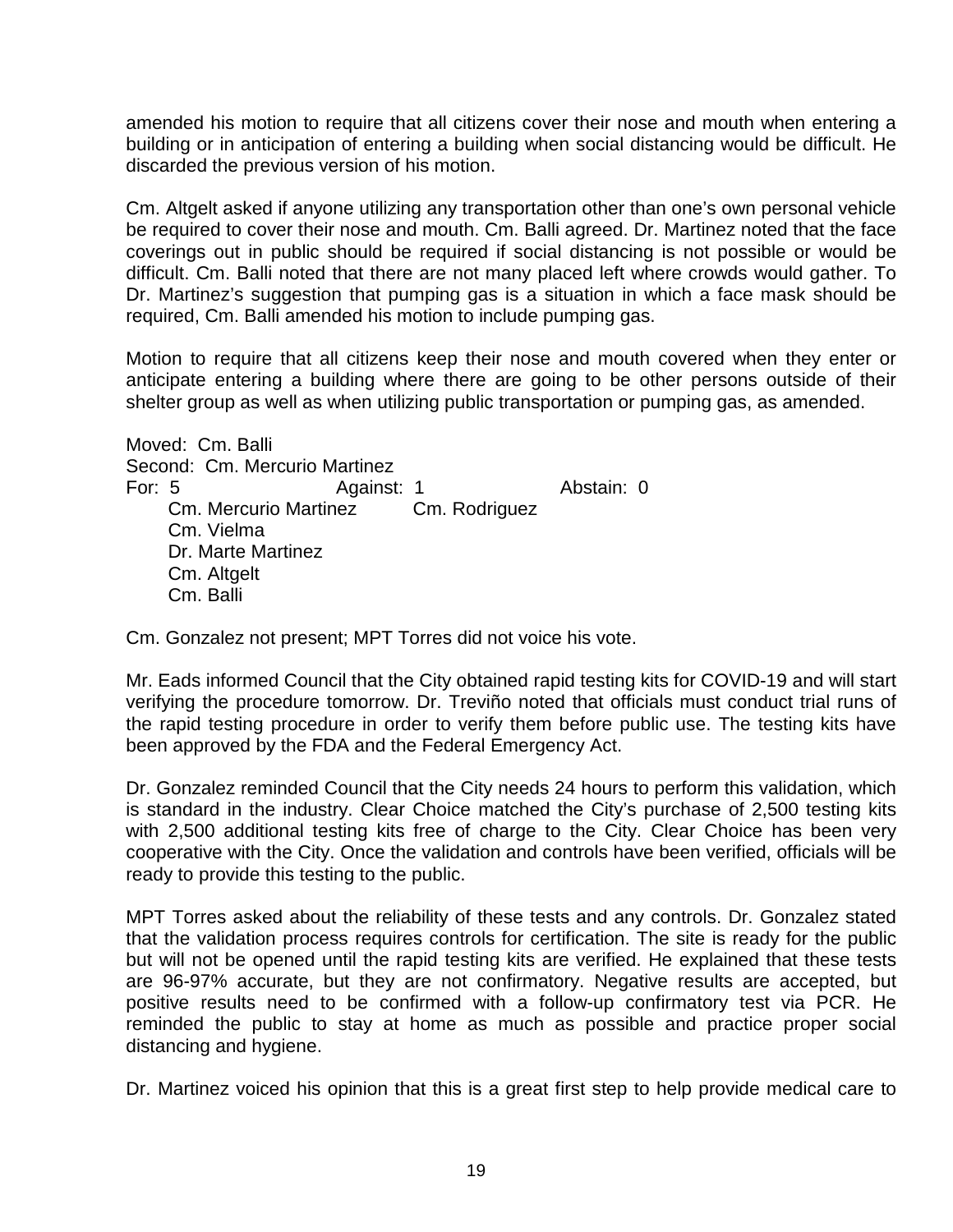amended his motion to require that all citizens cover their nose and mouth when entering a building or in anticipation of entering a building when social distancing would be difficult. He discarded the previous version of his motion.

Cm. Altgelt asked if anyone utilizing any transportation other than one's own personal vehicle be required to cover their nose and mouth. Cm. Balli agreed. Dr. Martinez noted that the face coverings out in public should be required if social distancing is not possible or would be difficult. Cm. Balli noted that there are not many placed left where crowds would gather. To Dr. Martinez's suggestion that pumping gas is a situation in which a face mask should be required, Cm. Balli amended his motion to include pumping gas.

Motion to require that all citizens keep their nose and mouth covered when they enter or anticipate entering a building where there are going to be other persons outside of their shelter group as well as when utilizing public transportation or pumping gas, as amended.

Moved: Cm. Balli
Second: Cm. Mercurio Martinez

| For: 5 | Against: 1 | Abstain: 0 |
|---|---|---|
| Cm. Mercurio Martinez | Cm. Rodriguez | |
| Cm. Vielma | | |
| Dr. Marte Martinez | | |
| Cm. Altgelt | | |
| Cm. Balli | | |

Cm. Gonzalez not present; MPT Torres did not voice his vote.

Mr. Eads informed Council that the City obtained rapid testing kits for COVID-19 and will start verifying the procedure tomorrow. Dr. Treviño noted that officials must conduct trial runs of the rapid testing procedure in order to verify them before public use. The testing kits have been approved by the FDA and the Federal Emergency Act.

Dr. Gonzalez reminded Council that the City needs 24 hours to perform this validation, which is standard in the industry. Clear Choice matched the City's purchase of 2,500 testing kits with 2,500 additional testing kits free of charge to the City. Clear Choice has been very cooperative with the City. Once the validation and controls have been verified, officials will be ready to provide this testing to the public.

MPT Torres asked about the reliability of these tests and any controls. Dr. Gonzalez stated that the validation process requires controls for certification. The site is ready for the public but will not be opened until the rapid testing kits are verified. He explained that these tests are 96-97% accurate, but they are not confirmatory. Negative results are accepted, but positive results need to be confirmed with a follow-up confirmatory test via PCR. He reminded the public to stay at home as much as possible and practice proper social distancing and hygiene.

Dr. Martinez voiced his opinion that this is a great first step to help provide medical care to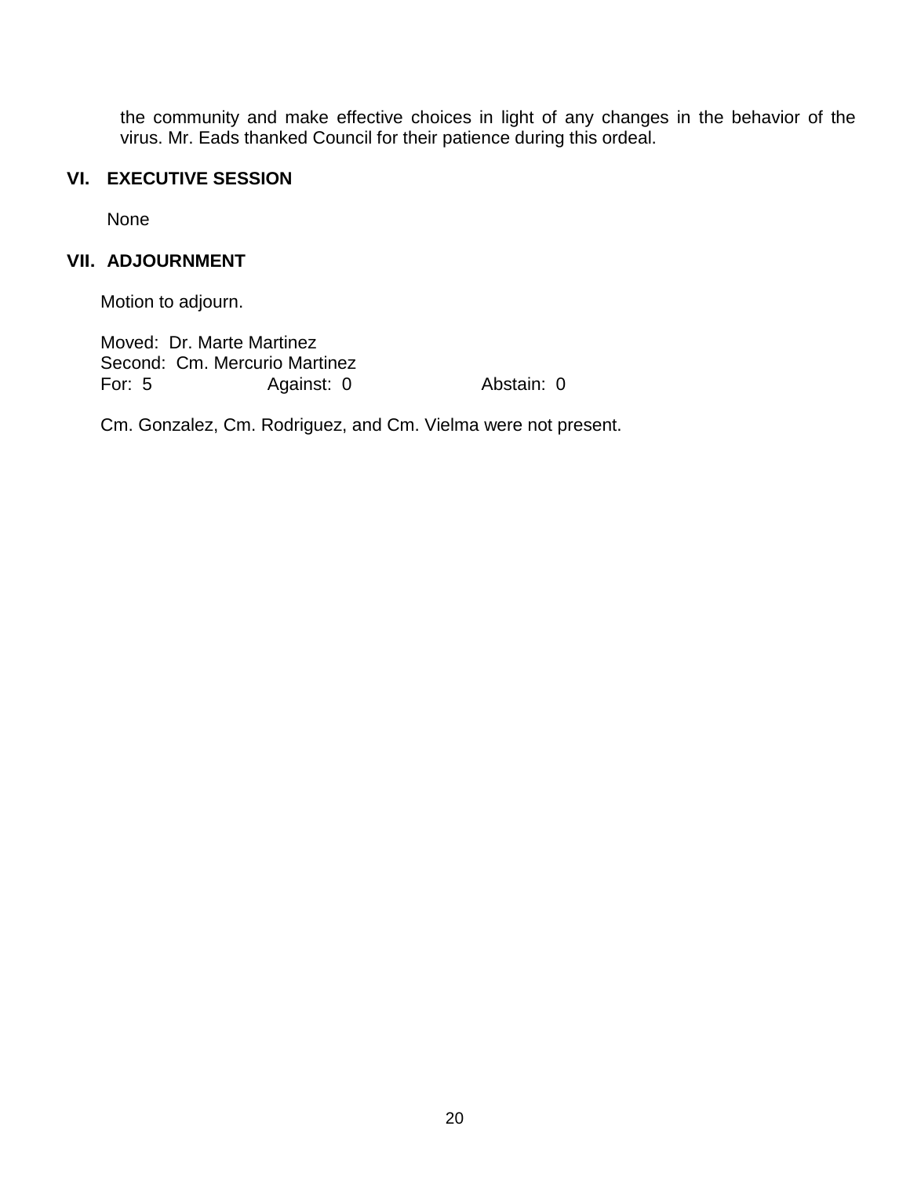the community and make effective choices in light of any changes in the behavior of the virus. Mr. Eads thanked Council for their patience during this ordeal.

## VI. EXECUTIVE SESSION

None

## VII. ADJOURNMENT

Motion to adjourn.

Moved: Dr. Marte Martinez
Second: Cm. Mercurio Martinez
For: 5 Against: 0 Abstain: 0

Cm. Gonzalez, Cm. Rodriguez, and Cm. Vielma were not present.